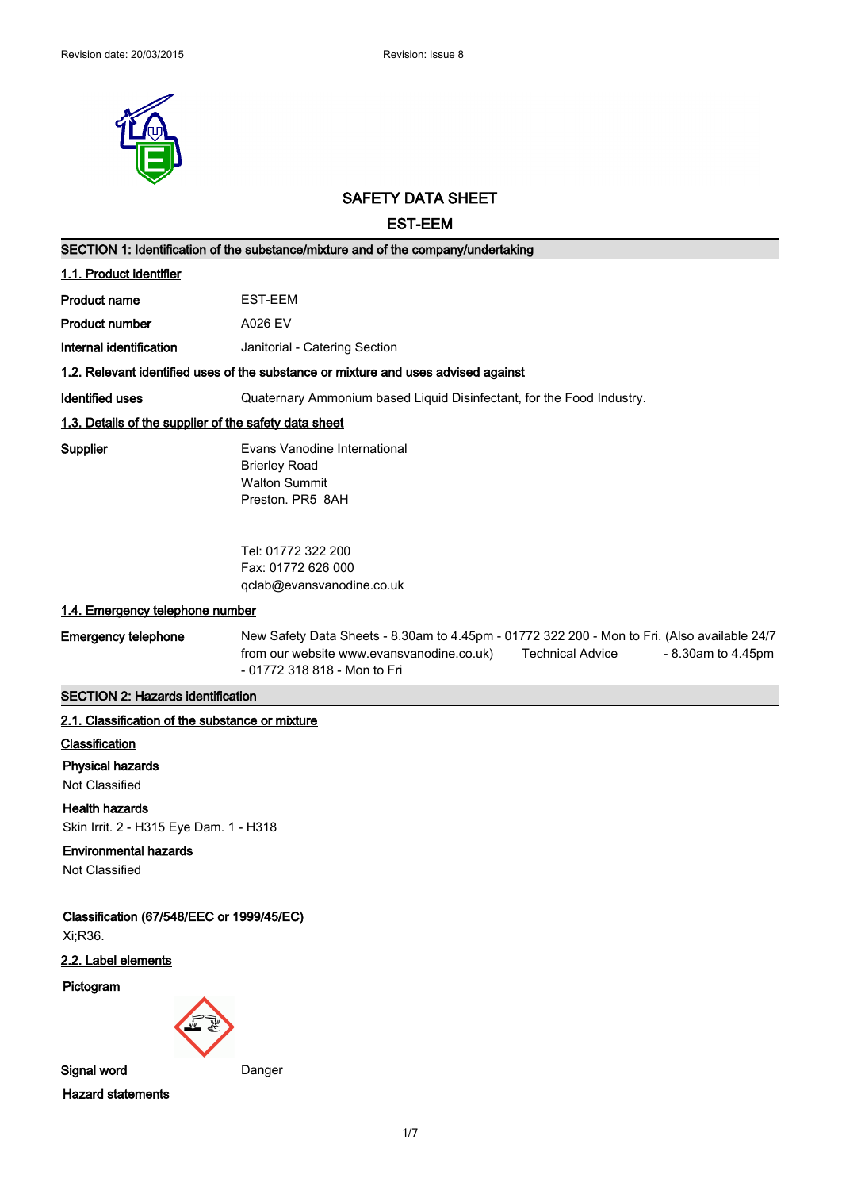Revision date: 20/03/2015 Revision: Issue 8

# SAFETY DATA SHEET

## EST-EEM

### SECTION 1: Identification of the substance/mixture and of the company/undertaking

#### 1.1. Product identifier

| | |
|---|---|
| **Product name** | EST-EEM |
| **Product number** | A026 EV |
| **Internal identification** | Janitorial - Catering Section |

#### 1.2. Relevant identified uses of the substance or mixture and uses advised against

| | |
|---|---|
| **Identified uses** | Quaternary Ammonium based Liquid Disinfectant, for the Food Industry. |

#### 1.3. Details of the supplier of the safety data sheet

**Supplier**

Evans Vanodine International
Brierley Road
Walton Summit
Preston. PR5 8AH

Tel: 01772 322 200
Fax: 01772 626 000
qclab@evansvanodine.co.uk

#### 1.4. Emergency telephone number

**Emergency telephone** New Safety Data Sheets - 8.30am to 4.45pm - 01772 322 200 - Mon to Fri. (Also available 24/7 from our website www.evansvanodine.co.uk) Technical Advice - 8.30am to 4.45pm - 01772 318 818 - Mon to Fri

### SECTION 2: Hazards identification

#### 2.1. Classification of the substance or mixture

**Classification**

**Physical hazards**
Not Classified

**Health hazards**
Skin Irrit. 2 - H315 Eye Dam. 1 - H318

**Environmental hazards**
Not Classified

**Classification (67/548/EEC or 1999/45/EC)**
Xi;R36.

#### 2.2. Label elements

**Pictogram**

**Signal word** Danger

**Hazard statements**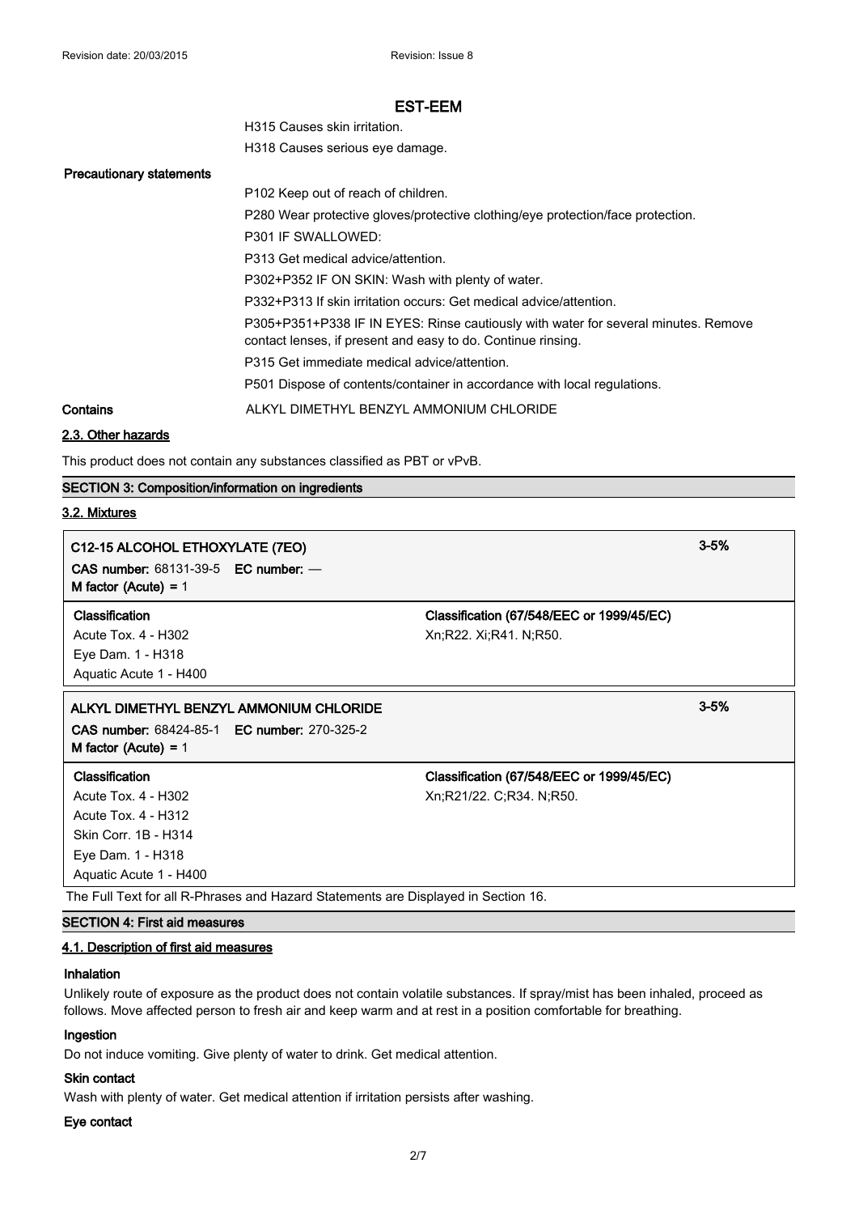H315 Causes skin irritation.

H318 Causes serious eye damage.

**Precautionary statements**

P102 Keep out of reach of children.

P280 Wear protective gloves/protective clothing/eye protection/face protection.

P301 IF SWALLOWED:

P313 Get medical advice/attention.

P302+P352 IF ON SKIN: Wash with plenty of water.

P332+P313 If skin irritation occurs: Get medical advice/attention.

P305+P351+P338 IF IN EYES: Rinse cautiously with water for several minutes. Remove contact lenses, if present and easy to do. Continue rinsing.

P315 Get immediate medical advice/attention.

P501 Dispose of contents/container in accordance with local regulations.

**Contains** ALKYL DIMETHYL BENZYL AMMONIUM CHLORIDE

### 2.3. Other hazards

This product does not contain any substances classified as PBT or vPvB.

## SECTION 3: Composition/information on ingredients

### 3.2. Mixtures

**C12-15 ALCOHOL ETHOXYLATE (7EO)** 3-5%

**CAS number:** 68131-39-5 **EC number:** —

**M factor (Acute)** = 1

| Classification | Classification (67/548/EEC or 1999/45/EC) |
|---|---|
| Acute Tox. 4 - H302<br>Eye Dam. 1 - H318<br>Aquatic Acute 1 - H400 | Xn;R22. Xi;R41. N;R50. |

**ALKYL DIMETHYL BENZYL AMMONIUM CHLORIDE** 3-5%

**CAS number:** 68424-85-1 **EC number:** 270-325-2

**M factor (Acute)** = 1

| Classification | Classification (67/548/EEC or 1999/45/EC) |
|---|---|
| Acute Tox. 4 - H302<br>Acute Tox. 4 - H312<br>Skin Corr. 1B - H314<br>Eye Dam. 1 - H318<br>Aquatic Acute 1 - H400 | Xn;R21/22. C;R34. N;R50. |

The Full Text for all R-Phrases and Hazard Statements are Displayed in Section 16.

## SECTION 4: First aid measures

### 4.1. Description of first aid measures

**Inhalation**

Unlikely route of exposure as the product does not contain volatile substances. If spray/mist has been inhaled, proceed as follows. Move affected person to fresh air and keep warm and at rest in a position comfortable for breathing.

**Ingestion**

Do not induce vomiting. Give plenty of water to drink. Get medical attention.

**Skin contact**

Wash with plenty of water. Get medical attention if irritation persists after washing.

**Eye contact**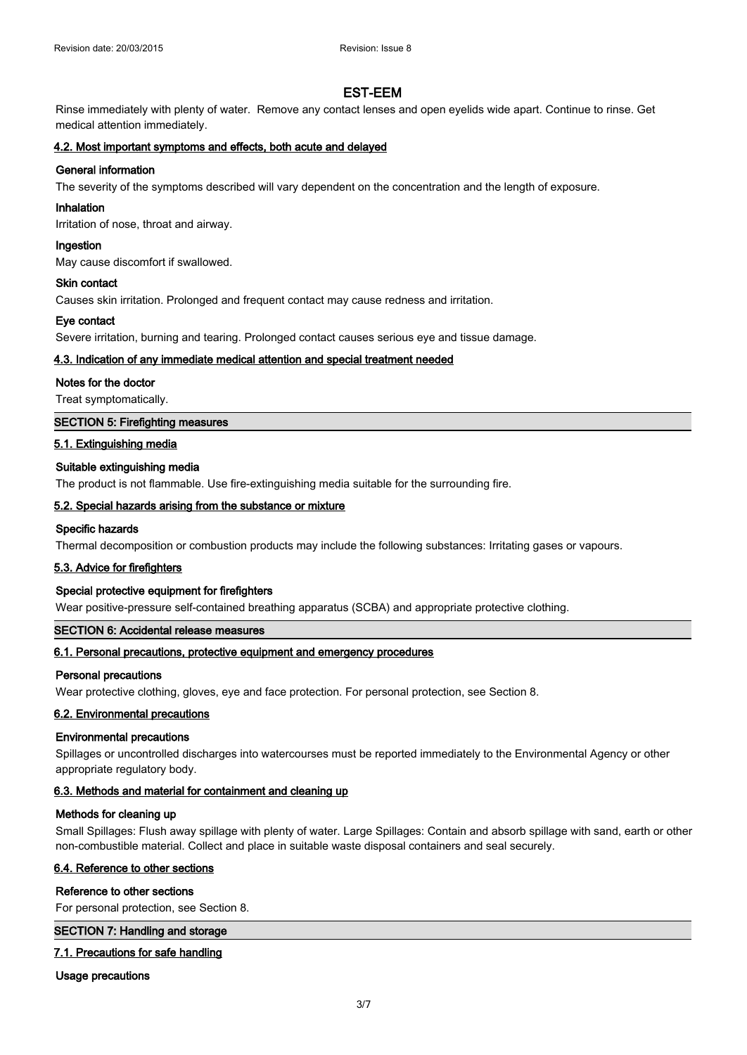Rinse immediately with plenty of water. Remove any contact lenses and open eyelids wide apart. Continue to rinse. Get medical attention immediately.

### 4.2. Most important symptoms and effects, both acute and delayed

**General information**

The severity of the symptoms described will vary dependent on the concentration and the length of exposure.

**Inhalation**

Irritation of nose, throat and airway.

**Ingestion**

May cause discomfort if swallowed.

**Skin contact**

Causes skin irritation. Prolonged and frequent contact may cause redness and irritation.

**Eye contact**

Severe irritation, burning and tearing. Prolonged contact causes serious eye and tissue damage.

### 4.3. Indication of any immediate medical attention and special treatment needed

**Notes for the doctor**

Treat symptomatically.

## SECTION 5: Firefighting measures

### 5.1. Extinguishing media

**Suitable extinguishing media**

The product is not flammable. Use fire-extinguishing media suitable for the surrounding fire.

### 5.2. Special hazards arising from the substance or mixture

**Specific hazards**

Thermal decomposition or combustion products may include the following substances: Irritating gases or vapours.

### 5.3. Advice for firefighters

**Special protective equipment for firefighters**

Wear positive-pressure self-contained breathing apparatus (SCBA) and appropriate protective clothing.

## SECTION 6: Accidental release measures

### 6.1. Personal precautions, protective equipment and emergency procedures

**Personal precautions**

Wear protective clothing, gloves, eye and face protection. For personal protection, see Section 8.

### 6.2. Environmental precautions

**Environmental precautions**

Spillages or uncontrolled discharges into watercourses must be reported immediately to the Environmental Agency or other appropriate regulatory body.

### 6.3. Methods and material for containment and cleaning up

**Methods for cleaning up**

Small Spillages: Flush away spillage with plenty of water. Large Spillages: Contain and absorb spillage with sand, earth or other non-combustible material. Collect and place in suitable waste disposal containers and seal securely.

### 6.4. Reference to other sections

**Reference to other sections**

For personal protection, see Section 8.

## SECTION 7: Handling and storage

### 7.1. Precautions for safe handling

**Usage precautions**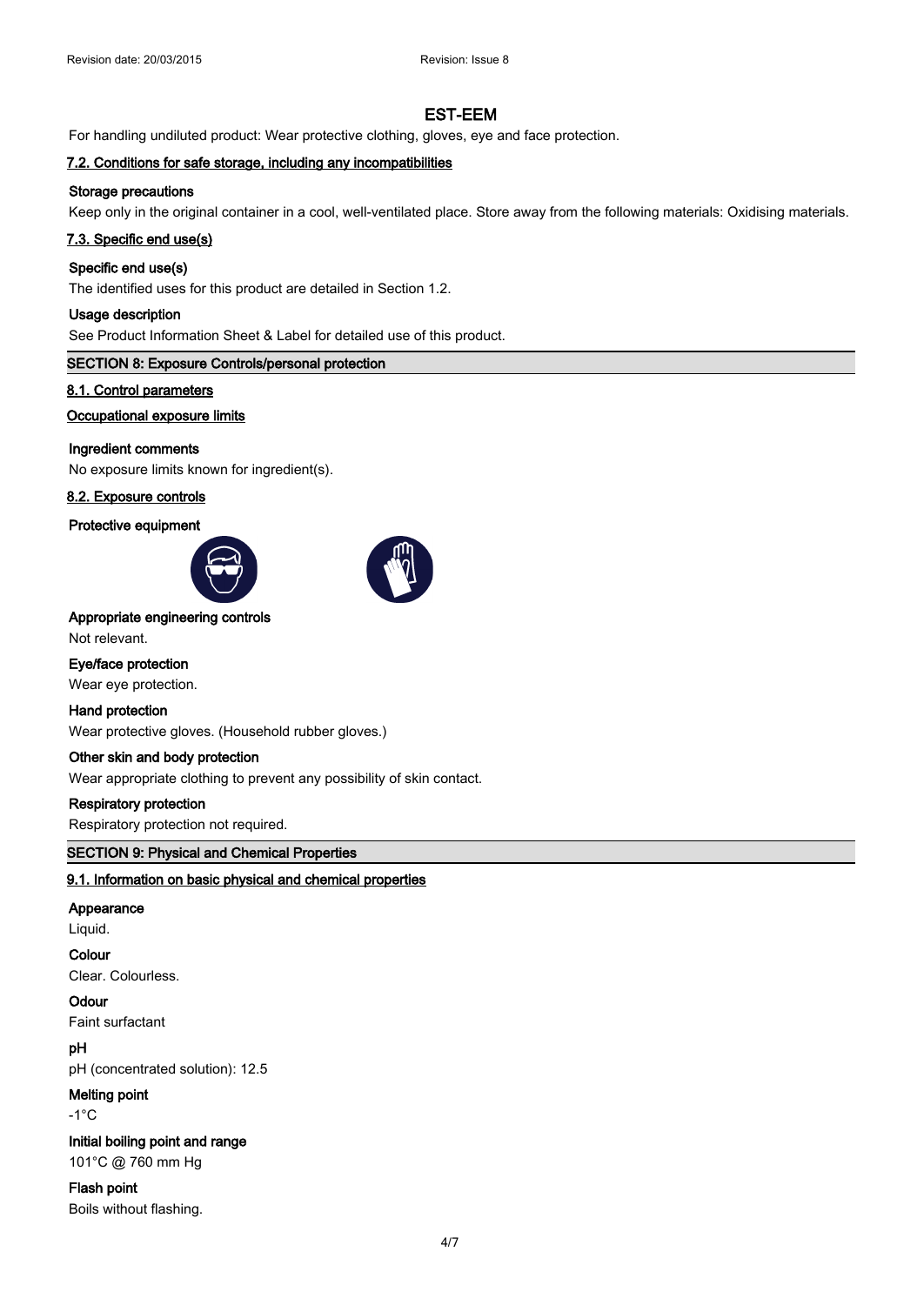## EST-EEM

For handling undiluted product: Wear protective clothing, gloves, eye and face protection.

### 7.2. Conditions for safe storage, including any incompatibilities

**Storage precautions**

Keep only in the original container in a cool, well-ventilated place. Store away from the following materials: Oxidising materials.

### 7.3. Specific end use(s)

**Specific end use(s)**

The identified uses for this product are detailed in Section 1.2.

**Usage description**

See Product Information Sheet & Label for detailed use of this product.

## SECTION 8: Exposure Controls/personal protection

### 8.1. Control parameters

**Occupational exposure limits**

**Ingredient comments**

No exposure limits known for ingredient(s).

### 8.2. Exposure controls

**Protective equipment**

**Appropriate engineering controls**

Not relevant.

**Eye/face protection**

Wear eye protection.

**Hand protection**

Wear protective gloves. (Household rubber gloves.)

**Other skin and body protection**

Wear appropriate clothing to prevent any possibility of skin contact.

**Respiratory protection**

Respiratory protection not required.

## SECTION 9: Physical and Chemical Properties

### 9.1. Information on basic physical and chemical properties

**Appearance**

Liquid.

**Colour**

Clear. Colourless.

**Odour**

Faint surfactant

**pH**

pH (concentrated solution): 12.5

**Melting point**

-1°C

**Initial boiling point and range**

101°C @ 760 mm Hg

**Flash point**

Boils without flashing.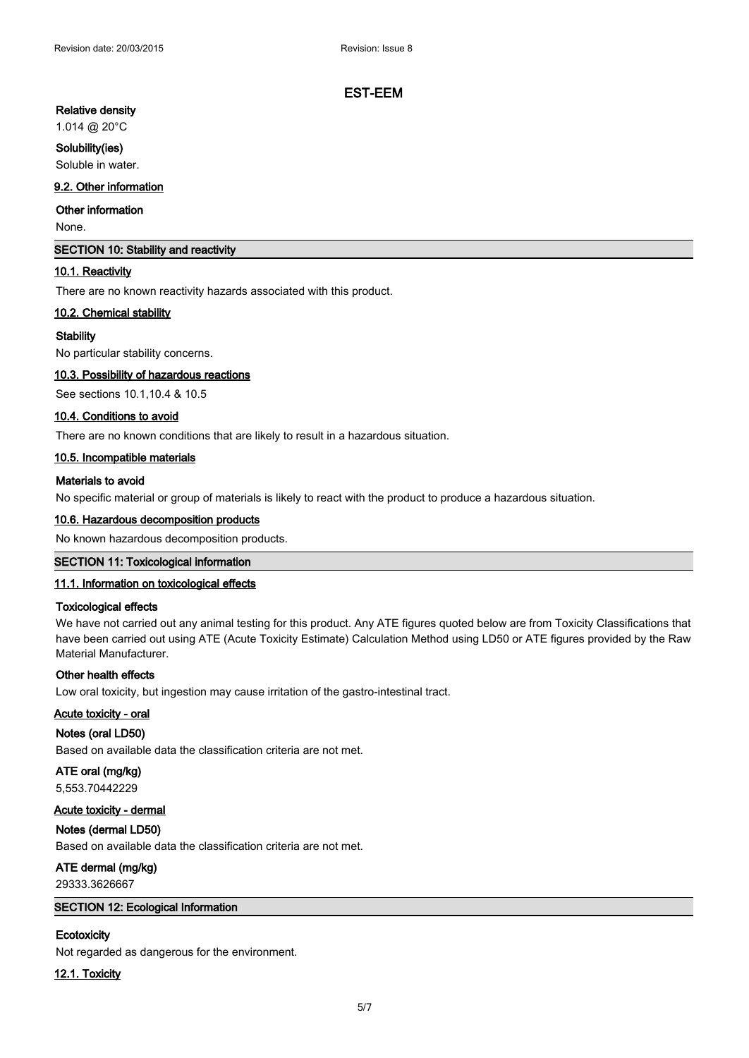# EST-EEM

**Relative density**

1.014 @ 20°C

**Solubility(ies)**

Soluble in water.

**9.2. Other information**

**Other information**

None.

## SECTION 10: Stability and reactivity

**10.1. Reactivity**

There are no known reactivity hazards associated with this product.

**10.2. Chemical stability**

**Stability**

No particular stability concerns.

**10.3. Possibility of hazardous reactions**

See sections 10.1,10.4 & 10.5

**10.4. Conditions to avoid**

There are no known conditions that are likely to result in a hazardous situation.

**10.5. Incompatible materials**

**Materials to avoid**

No specific material or group of materials is likely to react with the product to produce a hazardous situation.

**10.6. Hazardous decomposition products**

No known hazardous decomposition products.

## SECTION 11: Toxicological information

**11.1. Information on toxicological effects**

**Toxicological effects**

We have not carried out any animal testing for this product. Any ATE figures quoted below are from Toxicity Classifications that have been carried out using ATE (Acute Toxicity Estimate) Calculation Method using LD50 or ATE figures provided by the Raw Material Manufacturer.

**Other health effects**

Low oral toxicity, but ingestion may cause irritation of the gastro-intestinal tract.

**Acute toxicity - oral**

**Notes (oral LD50)**

Based on available data the classification criteria are not met.

**ATE oral (mg/kg)**

5,553.70442229

**Acute toxicity - dermal**

**Notes (dermal LD50)**

Based on available data the classification criteria are not met.

**ATE dermal (mg/kg)**

29333.3626667

## SECTION 12: Ecological Information

**Ecotoxicity**

Not regarded as dangerous for the environment.

**12.1. Toxicity**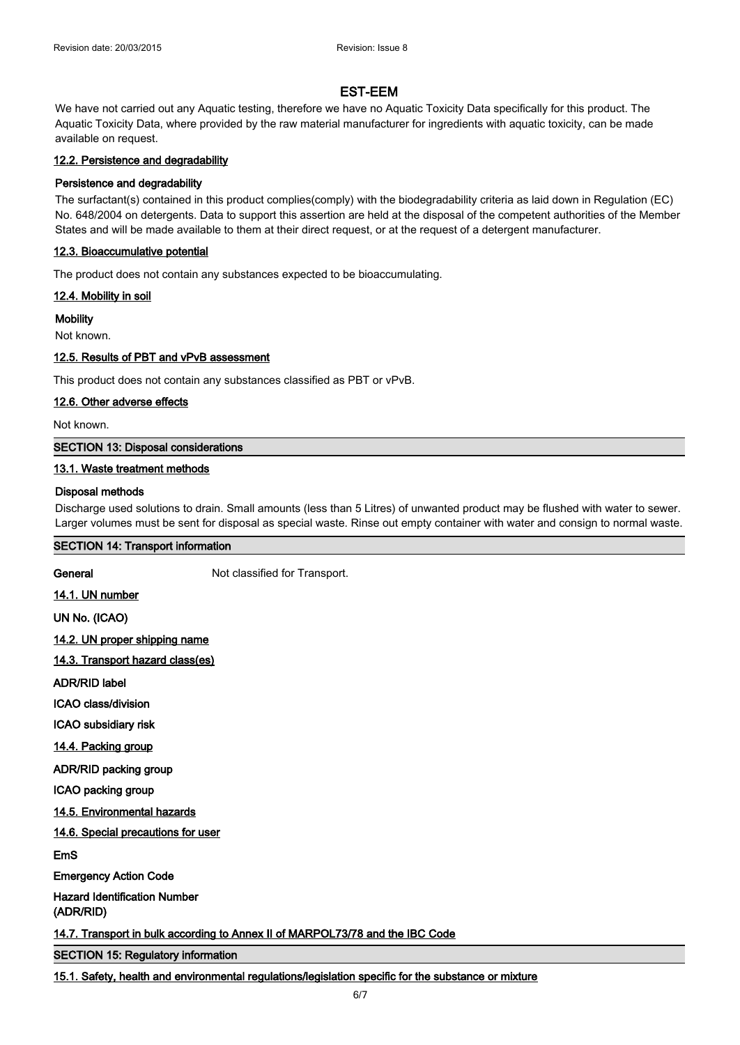We have not carried out any Aquatic testing, therefore we have no Aquatic Toxicity Data specifically for this product. The Aquatic Toxicity Data, where provided by the raw material manufacturer for ingredients with aquatic toxicity, can be made available on request.

### 12.2. Persistence and degradability

**Persistence and degradability**

The surfactant(s) contained in this product complies(comply) with the biodegradability criteria as laid down in Regulation (EC) No. 648/2004 on detergents. Data to support this assertion are held at the disposal of the competent authorities of the Member States and will be made available to them at their direct request, or at the request of a detergent manufacturer.

### 12.3. Bioaccumulative potential

The product does not contain any substances expected to be bioaccumulating.

### 12.4. Mobility in soil

**Mobility**

Not known.

### 12.5. Results of PBT and vPvB assessment

This product does not contain any substances classified as PBT or vPvB.

### 12.6. Other adverse effects

Not known.

## SECTION 13: Disposal considerations

### 13.1. Waste treatment methods

**Disposal methods**

Discharge used solutions to drain. Small amounts (less than 5 Litres) of unwanted product may be flushed with water to sewer. Larger volumes must be sent for disposal as special waste. Rinse out empty container with water and consign to normal waste.

## SECTION 14: Transport information

**General** Not classified for Transport.

### 14.1. UN number

**UN No. (ICAO)**

### 14.2. UN proper shipping name

### 14.3. Transport hazard class(es)

**ADR/RID label**

**ICAO class/division**

**ICAO subsidiary risk**

### 14.4. Packing group

**ADR/RID packing group**

**ICAO packing group**

### 14.5. Environmental hazards

### 14.6. Special precautions for user

**EmS**

**Emergency Action Code**

**Hazard Identification Number (ADR/RID)**

### 14.7. Transport in bulk according to Annex II of MARPOL73/78 and the IBC Code

## SECTION 15: Regulatory information

### 15.1. Safety, health and environmental regulations/legislation specific for the substance or mixture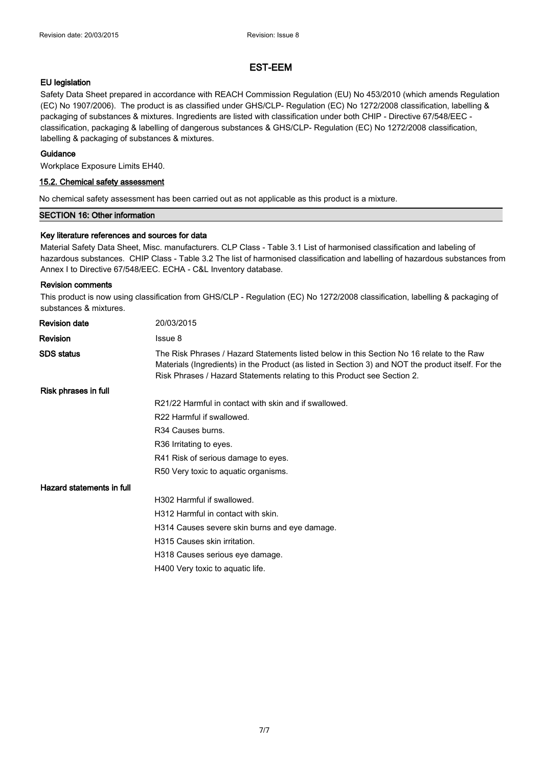# EST-EEM

### EU legislation

Safety Data Sheet prepared in accordance with REACH Commission Regulation (EU) No 453/2010 (which amends Regulation (EC) No 1907/2006). The product is as classified under GHS/CLP- Regulation (EC) No 1272/2008 classification, labelling & packaging of substances & mixtures. Ingredients are listed with classification under both CHIP - Directive 67/548/EEC - classification, packaging & labelling of dangerous substances & GHS/CLP- Regulation (EC) No 1272/2008 classification, labelling & packaging of substances & mixtures.

### Guidance

Workplace Exposure Limits EH40.

### 15.2. Chemical safety assessment

No chemical safety assessment has been carried out as not applicable as this product is a mixture.

## SECTION 16: Other information

### Key literature references and sources for data

Material Safety Data Sheet, Misc. manufacturers. CLP Class - Table 3.1 List of harmonised classification and labeling of hazardous substances. CHIP Class - Table 3.2 The list of harmonised classification and labelling of hazardous substances from Annex I to Directive 67/548/EEC. ECHA - C&L Inventory database.

### Revision comments

This product is now using classification from GHS/CLP - Regulation (EC) No 1272/2008 classification, labelling & packaging of substances & mixtures.

| | |
|---|---|
| **Revision date** | 20/03/2015 |
| **Revision** | Issue 8 |
| **SDS status** | The Risk Phrases / Hazard Statements listed below in this Section No 16 relate to the Raw Materials (Ingredients) in the Product (as listed in Section 3) and NOT the product itself. For the Risk Phrases / Hazard Statements relating to this Product see Section 2. |
| **Risk phrases in full** | R21/22 Harmful in contact with skin and if swallowed.<br>R22 Harmful if swallowed.<br>R34 Causes burns.<br>R36 Irritating to eyes.<br>R41 Risk of serious damage to eyes.<br>R50 Very toxic to aquatic organisms. |
| **Hazard statements in full** | H302 Harmful if swallowed.<br>H312 Harmful in contact with skin.<br>H314 Causes severe skin burns and eye damage.<br>H315 Causes skin irritation.<br>H318 Causes serious eye damage.<br>H400 Very toxic to aquatic life. |